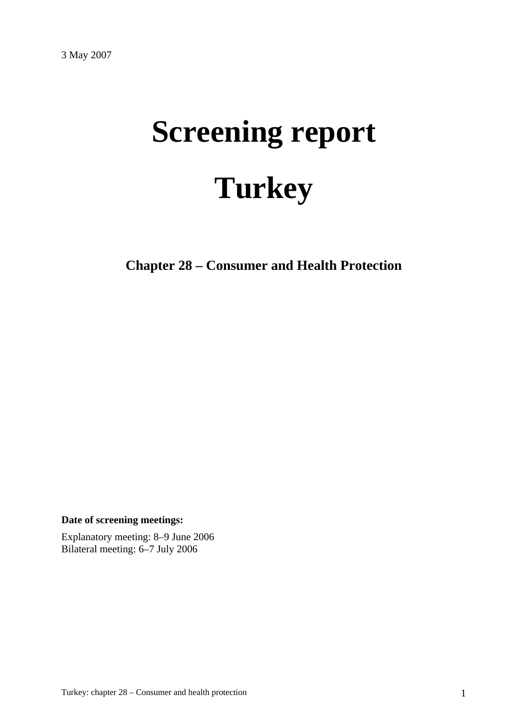3 May 2007

# Screening report

# Turkey

## Chapter 28 – Consumer and Health Protection

**Date of screening meetings:**

Explanatory meeting: 8–9 June 2006
Bilateral meeting: 6–7 July 2006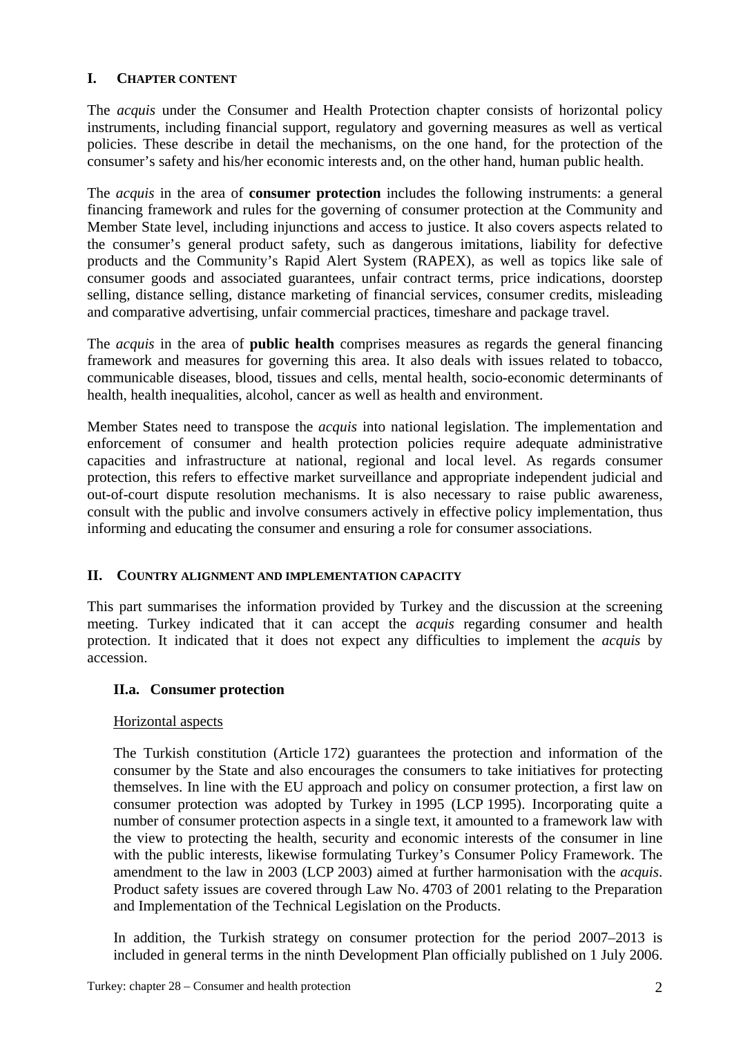## I. CHAPTER CONTENT

The *acquis* under the Consumer and Health Protection chapter consists of horizontal policy instruments, including financial support, regulatory and governing measures as well as vertical policies. These describe in detail the mechanisms, on the one hand, for the protection of the consumer's safety and his/her economic interests and, on the other hand, human public health.

The *acquis* in the area of **consumer protection** includes the following instruments: a general financing framework and rules for the governing of consumer protection at the Community and Member State level, including injunctions and access to justice. It also covers aspects related to the consumer's general product safety, such as dangerous imitations, liability for defective products and the Community's Rapid Alert System (RAPEX), as well as topics like sale of consumer goods and associated guarantees, unfair contract terms, price indications, doorstep selling, distance selling, distance marketing of financial services, consumer credits, misleading and comparative advertising, unfair commercial practices, timeshare and package travel.

The *acquis* in the area of **public health** comprises measures as regards the general financing framework and measures for governing this area. It also deals with issues related to tobacco, communicable diseases, blood, tissues and cells, mental health, socio-economic determinants of health, health inequalities, alcohol, cancer as well as health and environment.

Member States need to transpose the *acquis* into national legislation. The implementation and enforcement of consumer and health protection policies require adequate administrative capacities and infrastructure at national, regional and local level. As regards consumer protection, this refers to effective market surveillance and appropriate independent judicial and out-of-court dispute resolution mechanisms. It is also necessary to raise public awareness, consult with the public and involve consumers actively in effective policy implementation, thus informing and educating the consumer and ensuring a role for consumer associations.

## II. COUNTRY ALIGNMENT AND IMPLEMENTATION CAPACITY

This part summarises the information provided by Turkey and the discussion at the screening meeting. Turkey indicated that it can accept the *acquis* regarding consumer and health protection. It indicated that it does not expect any difficulties to implement the *acquis* by accession.

### II.a. Consumer protection

Horizontal aspects

The Turkish constitution (Article 172) guarantees the protection and information of the consumer by the State and also encourages the consumers to take initiatives for protecting themselves. In line with the EU approach and policy on consumer protection, a first law on consumer protection was adopted by Turkey in 1995 (LCP 1995). Incorporating quite a number of consumer protection aspects in a single text, it amounted to a framework law with the view to protecting the health, security and economic interests of the consumer in line with the public interests, likewise formulating Turkey's Consumer Policy Framework. The amendment to the law in 2003 (LCP 2003) aimed at further harmonisation with the *acquis*. Product safety issues are covered through Law No. 4703 of 2001 relating to the Preparation and Implementation of the Technical Legislation on the Products.

In addition, the Turkish strategy on consumer protection for the period 2007–2013 is included in general terms in the ninth Development Plan officially published on 1 July 2006.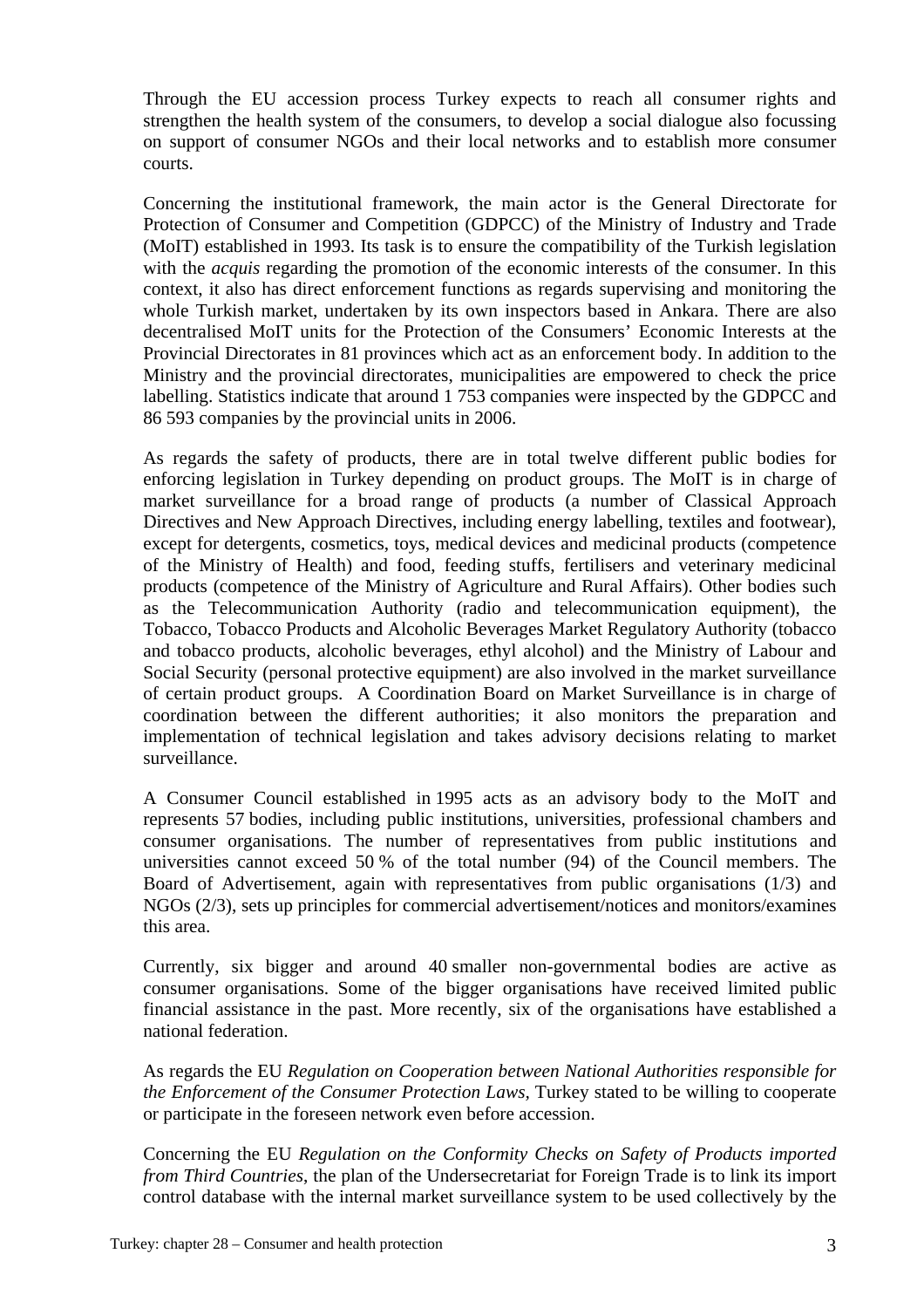Through the EU accession process Turkey expects to reach all consumer rights and strengthen the health system of the consumers, to develop a social dialogue also focussing on support of consumer NGOs and their local networks and to establish more consumer courts.

Concerning the institutional framework, the main actor is the General Directorate for Protection of Consumer and Competition (GDPCC) of the Ministry of Industry and Trade (MoIT) established in 1993. Its task is to ensure the compatibility of the Turkish legislation with the *acquis* regarding the promotion of the economic interests of the consumer. In this context, it also has direct enforcement functions as regards supervising and monitoring the whole Turkish market, undertaken by its own inspectors based in Ankara. There are also decentralised MoIT units for the Protection of the Consumers' Economic Interests at the Provincial Directorates in 81 provinces which act as an enforcement body. In addition to the Ministry and the provincial directorates, municipalities are empowered to check the price labelling. Statistics indicate that around 1 753 companies were inspected by the GDPCC and 86 593 companies by the provincial units in 2006.

As regards the safety of products, there are in total twelve different public bodies for enforcing legislation in Turkey depending on product groups. The MoIT is in charge of market surveillance for a broad range of products (a number of Classical Approach Directives and New Approach Directives, including energy labelling, textiles and footwear), except for detergents, cosmetics, toys, medical devices and medicinal products (competence of the Ministry of Health) and food, feeding stuffs, fertilisers and veterinary medicinal products (competence of the Ministry of Agriculture and Rural Affairs). Other bodies such as the Telecommunication Authority (radio and telecommunication equipment), the Tobacco, Tobacco Products and Alcoholic Beverages Market Regulatory Authority (tobacco and tobacco products, alcoholic beverages, ethyl alcohol) and the Ministry of Labour and Social Security (personal protective equipment) are also involved in the market surveillance of certain product groups. A Coordination Board on Market Surveillance is in charge of coordination between the different authorities; it also monitors the preparation and implementation of technical legislation and takes advisory decisions relating to market surveillance.

A Consumer Council established in 1995 acts as an advisory body to the MoIT and represents 57 bodies, including public institutions, universities, professional chambers and consumer organisations. The number of representatives from public institutions and universities cannot exceed 50 % of the total number (94) of the Council members. The Board of Advertisement, again with representatives from public organisations (1/3) and NGOs (2/3), sets up principles for commercial advertisement/notices and monitors/examines this area.

Currently, six bigger and around 40 smaller non-governmental bodies are active as consumer organisations. Some of the bigger organisations have received limited public financial assistance in the past. More recently, six of the organisations have established a national federation.

As regards the EU *Regulation on Cooperation between National Authorities responsible for the Enforcement of the Consumer Protection Laws*, Turkey stated to be willing to cooperate or participate in the foreseen network even before accession.

Concerning the EU *Regulation on the Conformity Checks on Safety of Products imported from Third Countries*, the plan of the Undersecretariat for Foreign Trade is to link its import control database with the internal market surveillance system to be used collectively by the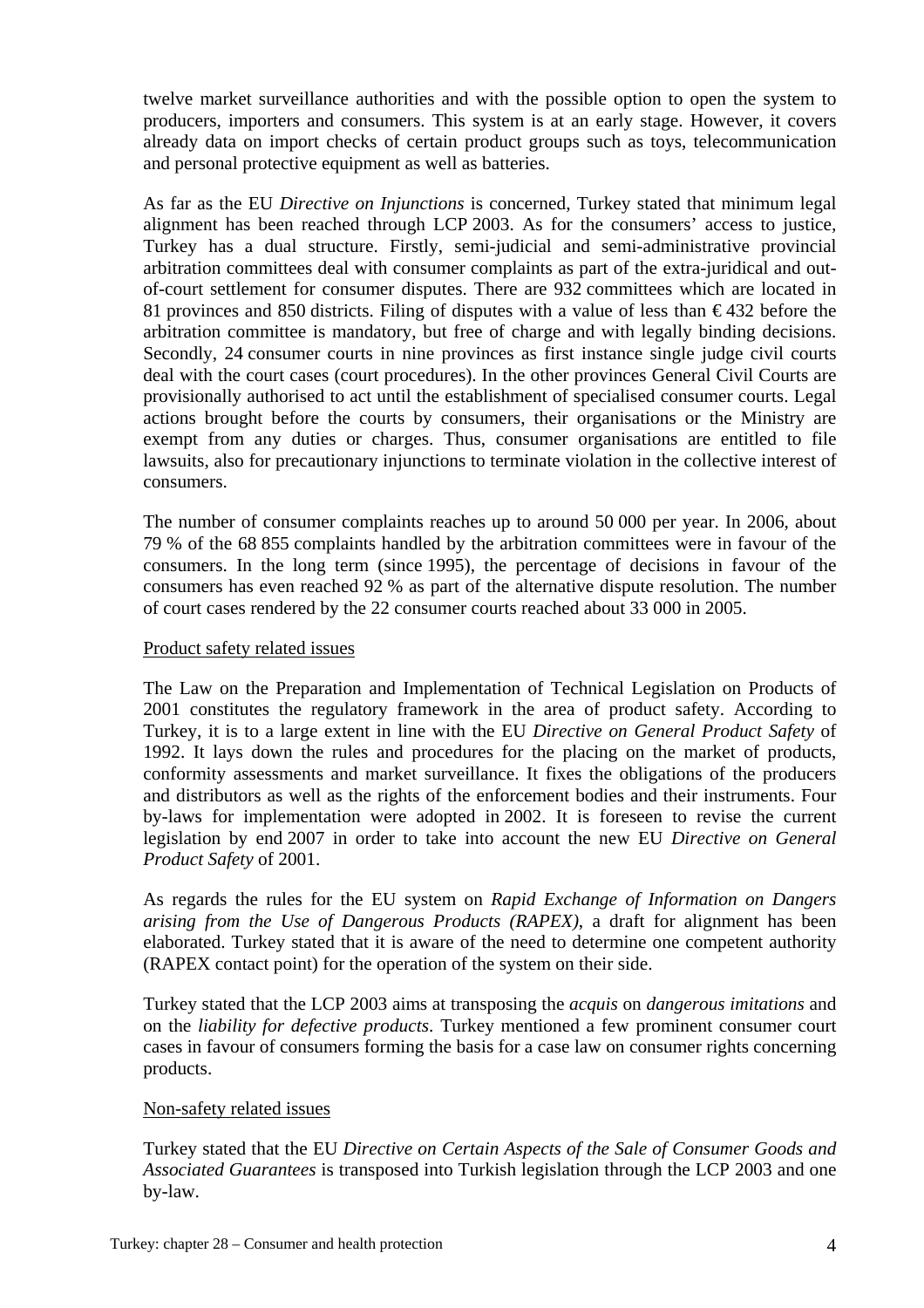twelve market surveillance authorities and with the possible option to open the system to producers, importers and consumers. This system is at an early stage. However, it covers already data on import checks of certain product groups such as toys, telecommunication and personal protective equipment as well as batteries.

As far as the EU *Directive on Injunctions* is concerned, Turkey stated that minimum legal alignment has been reached through LCP 2003. As for the consumers' access to justice, Turkey has a dual structure. Firstly, semi-judicial and semi-administrative provincial arbitration committees deal with consumer complaints as part of the extra-juridical and out-of-court settlement for consumer disputes. There are 932 committees which are located in 81 provinces and 850 districts. Filing of disputes with a value of less than € 432 before the arbitration committee is mandatory, but free of charge and with legally binding decisions. Secondly, 24 consumer courts in nine provinces as first instance single judge civil courts deal with the court cases (court procedures). In the other provinces General Civil Courts are provisionally authorised to act until the establishment of specialised consumer courts. Legal actions brought before the courts by consumers, their organisations or the Ministry are exempt from any duties or charges. Thus, consumer organisations are entitled to file lawsuits, also for precautionary injunctions to terminate violation in the collective interest of consumers.

The number of consumer complaints reaches up to around 50 000 per year. In 2006, about 79 % of the 68 855 complaints handled by the arbitration committees were in favour of the consumers. In the long term (since 1995), the percentage of decisions in favour of the consumers has even reached 92 % as part of the alternative dispute resolution. The number of court cases rendered by the 22 consumer courts reached about 33 000 in 2005.

Product safety related issues

The Law on the Preparation and Implementation of Technical Legislation on Products of 2001 constitutes the regulatory framework in the area of product safety. According to Turkey, it is to a large extent in line with the EU *Directive on General Product Safety* of 1992. It lays down the rules and procedures for the placing on the market of products, conformity assessments and market surveillance. It fixes the obligations of the producers and distributors as well as the rights of the enforcement bodies and their instruments. Four by-laws for implementation were adopted in 2002. It is foreseen to revise the current legislation by end 2007 in order to take into account the new EU *Directive on General Product Safety* of 2001.

As regards the rules for the EU system on *Rapid Exchange of Information on Dangers arising from the Use of Dangerous Products (RAPEX)*, a draft for alignment has been elaborated. Turkey stated that it is aware of the need to determine one competent authority (RAPEX contact point) for the operation of the system on their side.

Turkey stated that the LCP 2003 aims at transposing the *acquis* on *dangerous imitations* and on the *liability for defective products*. Turkey mentioned a few prominent consumer court cases in favour of consumers forming the basis for a case law on consumer rights concerning products.

Non-safety related issues

Turkey stated that the EU *Directive on Certain Aspects of the Sale of Consumer Goods and Associated Guarantees* is transposed into Turkish legislation through the LCP 2003 and one by-law.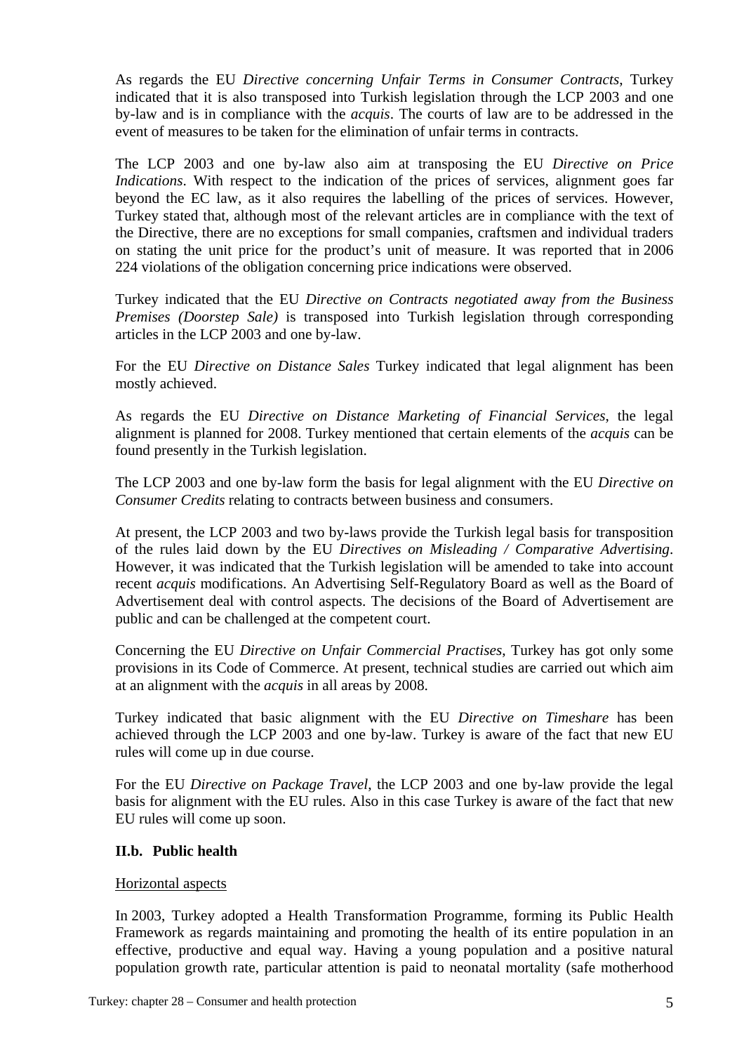As regards the EU *Directive concerning Unfair Terms in Consumer Contracts*, Turkey indicated that it is also transposed into Turkish legislation through the LCP 2003 and one by-law and is in compliance with the *acquis*. The courts of law are to be addressed in the event of measures to be taken for the elimination of unfair terms in contracts.

The LCP 2003 and one by-law also aim at transposing the EU *Directive on Price Indications*. With respect to the indication of the prices of services, alignment goes far beyond the EC law, as it also requires the labelling of the prices of services. However, Turkey stated that, although most of the relevant articles are in compliance with the text of the Directive, there are no exceptions for small companies, craftsmen and individual traders on stating the unit price for the product's unit of measure. It was reported that in 2006 224 violations of the obligation concerning price indications were observed.

Turkey indicated that the EU *Directive on Contracts negotiated away from the Business Premises (Doorstep Sale)* is transposed into Turkish legislation through corresponding articles in the LCP 2003 and one by-law.

For the EU *Directive on Distance Sales* Turkey indicated that legal alignment has been mostly achieved.

As regards the EU *Directive on Distance Marketing of Financial Services*, the legal alignment is planned for 2008. Turkey mentioned that certain elements of the *acquis* can be found presently in the Turkish legislation.

The LCP 2003 and one by-law form the basis for legal alignment with the EU *Directive on Consumer Credits* relating to contracts between business and consumers.

At present, the LCP 2003 and two by-laws provide the Turkish legal basis for transposition of the rules laid down by the EU *Directives on Misleading / Comparative Advertising*. However, it was indicated that the Turkish legislation will be amended to take into account recent *acquis* modifications. An Advertising Self-Regulatory Board as well as the Board of Advertisement deal with control aspects. The decisions of the Board of Advertisement are public and can be challenged at the competent court.

Concerning the EU *Directive on Unfair Commercial Practises*, Turkey has got only some provisions in its Code of Commerce. At present, technical studies are carried out which aim at an alignment with the *acquis* in all areas by 2008.

Turkey indicated that basic alignment with the EU *Directive on Timeshare* has been achieved through the LCP 2003 and one by-law. Turkey is aware of the fact that new EU rules will come up in due course.

For the EU *Directive on Package Travel*, the LCP 2003 and one by-law provide the legal basis for alignment with the EU rules. Also in this case Turkey is aware of the fact that new EU rules will come up soon.

### II.b. Public health

Horizontal aspects

In 2003, Turkey adopted a Health Transformation Programme, forming its Public Health Framework as regards maintaining and promoting the health of its entire population in an effective, productive and equal way. Having a young population and a positive natural population growth rate, particular attention is paid to neonatal mortality (safe motherhood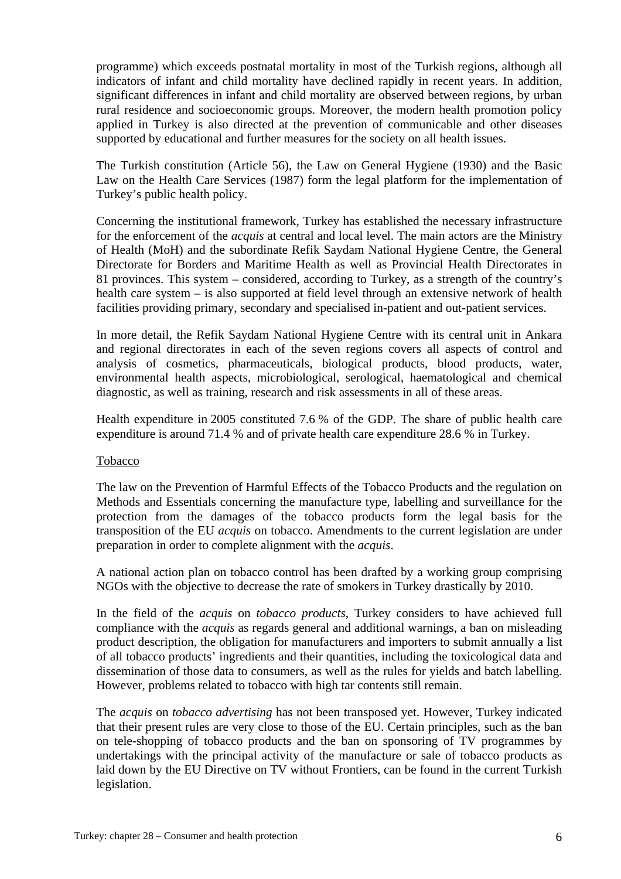programme) which exceeds postnatal mortality in most of the Turkish regions, although all indicators of infant and child mortality have declined rapidly in recent years. In addition, significant differences in infant and child mortality are observed between regions, by urban rural residence and socioeconomic groups. Moreover, the modern health promotion policy applied in Turkey is also directed at the prevention of communicable and other diseases supported by educational and further measures for the society on all health issues.

The Turkish constitution (Article 56), the Law on General Hygiene (1930) and the Basic Law on the Health Care Services (1987) form the legal platform for the implementation of Turkey's public health policy.

Concerning the institutional framework, Turkey has established the necessary infrastructure for the enforcement of the *acquis* at central and local level. The main actors are the Ministry of Health (MoH) and the subordinate Refik Saydam National Hygiene Centre, the General Directorate for Borders and Maritime Health as well as Provincial Health Directorates in 81 provinces. This system – considered, according to Turkey, as a strength of the country's health care system – is also supported at field level through an extensive network of health facilities providing primary, secondary and specialised in-patient and out-patient services.

In more detail, the Refik Saydam National Hygiene Centre with its central unit in Ankara and regional directorates in each of the seven regions covers all aspects of control and analysis of cosmetics, pharmaceuticals, biological products, blood products, water, environmental health aspects, microbiological, serological, haematological and chemical diagnostic, as well as training, research and risk assessments in all of these areas.

Health expenditure in 2005 constituted 7.6 % of the GDP. The share of public health care expenditure is around 71.4 % and of private health care expenditure 28.6 % in Turkey.

<u>Tobacco</u>

The law on the Prevention of Harmful Effects of the Tobacco Products and the regulation on Methods and Essentials concerning the manufacture type, labelling and surveillance for the protection from the damages of the tobacco products form the legal basis for the transposition of the EU *acquis* on tobacco. Amendments to the current legislation are under preparation in order to complete alignment with the *acquis*.

A national action plan on tobacco control has been drafted by a working group comprising NGOs with the objective to decrease the rate of smokers in Turkey drastically by 2010.

In the field of the *acquis* on *tobacco products*, Turkey considers to have achieved full compliance with the *acquis* as regards general and additional warnings, a ban on misleading product description, the obligation for manufacturers and importers to submit annually a list of all tobacco products' ingredients and their quantities, including the toxicological data and dissemination of those data to consumers, as well as the rules for yields and batch labelling. However, problems related to tobacco with high tar contents still remain.

The *acquis* on *tobacco advertising* has not been transposed yet. However, Turkey indicated that their present rules are very close to those of the EU. Certain principles, such as the ban on tele-shopping of tobacco products and the ban on sponsoring of TV programmes by undertakings with the principal activity of the manufacture or sale of tobacco products as laid down by the EU Directive on TV without Frontiers, can be found in the current Turkish legislation.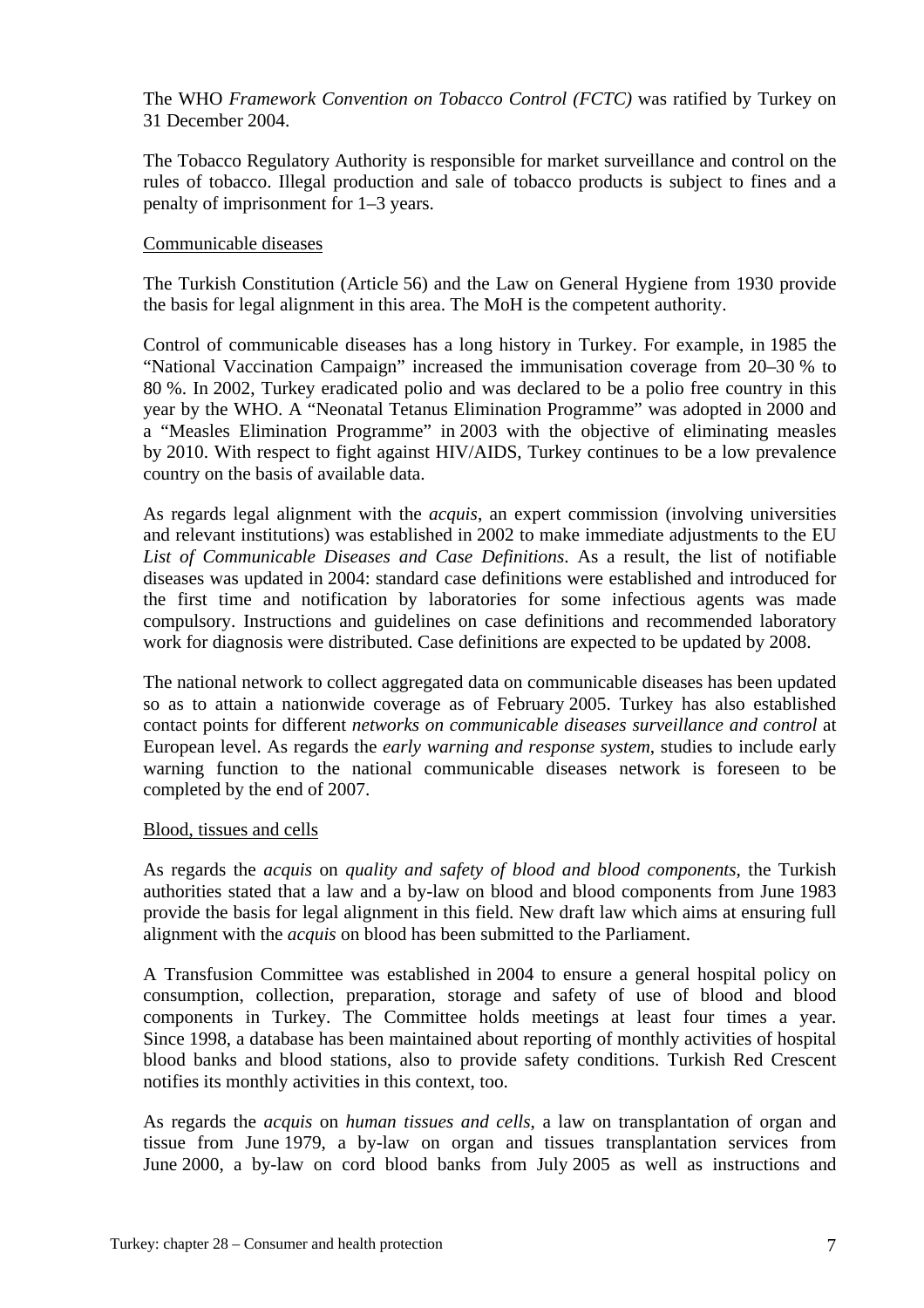The WHO *Framework Convention on Tobacco Control (FCTC)* was ratified by Turkey on 31 December 2004.

The Tobacco Regulatory Authority is responsible for market surveillance and control on the rules of tobacco. Illegal production and sale of tobacco products is subject to fines and a penalty of imprisonment for 1–3 years.

<u>Communicable diseases</u>

The Turkish Constitution (Article 56) and the Law on General Hygiene from 1930 provide the basis for legal alignment in this area. The MoH is the competent authority.

Control of communicable diseases has a long history in Turkey. For example, in 1985 the "National Vaccination Campaign" increased the immunisation coverage from 20–30 % to 80 %. In 2002, Turkey eradicated polio and was declared to be a polio free country in this year by the WHO. A "Neonatal Tetanus Elimination Programme" was adopted in 2000 and a "Measles Elimination Programme" in 2003 with the objective of eliminating measles by 2010. With respect to fight against HIV/AIDS, Turkey continues to be a low prevalence country on the basis of available data.

As regards legal alignment with the *acquis*, an expert commission (involving universities and relevant institutions) was established in 2002 to make immediate adjustments to the EU *List of Communicable Diseases and Case Definitions*. As a result, the list of notifiable diseases was updated in 2004: standard case definitions were established and introduced for the first time and notification by laboratories for some infectious agents was made compulsory. Instructions and guidelines on case definitions and recommended laboratory work for diagnosis were distributed. Case definitions are expected to be updated by 2008.

The national network to collect aggregated data on communicable diseases has been updated so as to attain a nationwide coverage as of February 2005. Turkey has also established contact points for different *networks on communicable diseases surveillance and control* at European level. As regards the *early warning and response system*, studies to include early warning function to the national communicable diseases network is foreseen to be completed by the end of 2007.

<u>Blood, tissues and cells</u>

As regards the *acquis* on *quality and safety of blood and blood components*, the Turkish authorities stated that a law and a by-law on blood and blood components from June 1983 provide the basis for legal alignment in this field. New draft law which aims at ensuring full alignment with the *acquis* on blood has been submitted to the Parliament.

A Transfusion Committee was established in 2004 to ensure a general hospital policy on consumption, collection, preparation, storage and safety of use of blood and blood components in Turkey. The Committee holds meetings at least four times a year. Since 1998, a database has been maintained about reporting of monthly activities of hospital blood banks and blood stations, also to provide safety conditions. Turkish Red Crescent notifies its monthly activities in this context, too.

As regards the *acquis* on *human tissues and cells*, a law on transplantation of organ and tissue from June 1979, a by-law on organ and tissues transplantation services from June 2000, a by-law on cord blood banks from July 2005 as well as instructions and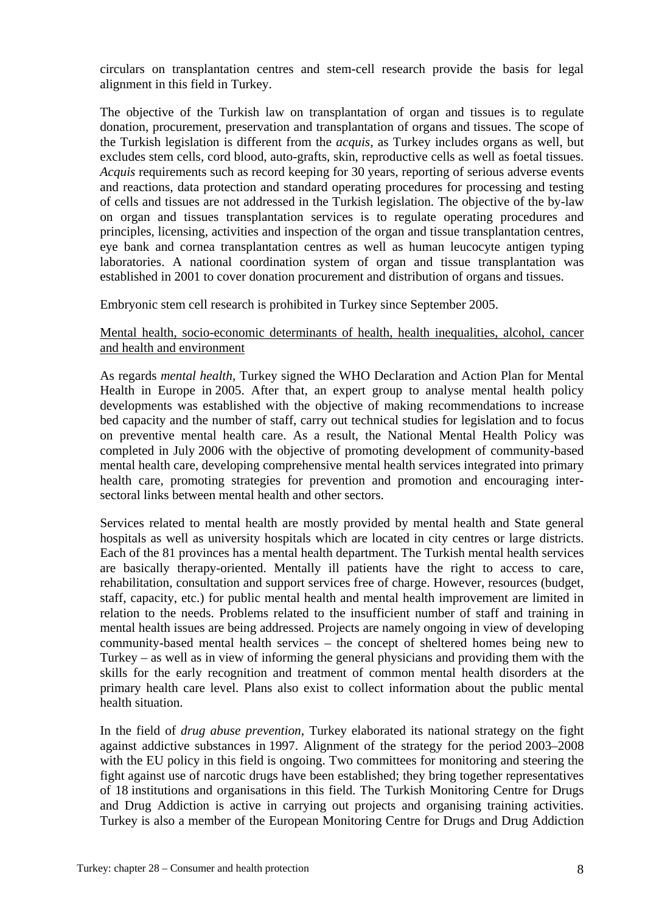circulars on transplantation centres and stem-cell research provide the basis for legal alignment in this field in Turkey.

The objective of the Turkish law on transplantation of organ and tissues is to regulate donation, procurement, preservation and transplantation of organs and tissues. The scope of the Turkish legislation is different from the *acquis*, as Turkey includes organs as well, but excludes stem cells, cord blood, auto-grafts, skin, reproductive cells as well as foetal tissues. *Acquis* requirements such as record keeping for 30 years, reporting of serious adverse events and reactions, data protection and standard operating procedures for processing and testing of cells and tissues are not addressed in the Turkish legislation. The objective of the by-law on organ and tissues transplantation services is to regulate operating procedures and principles, licensing, activities and inspection of the organ and tissue transplantation centres, eye bank and cornea transplantation centres as well as human leucocyte antigen typing laboratories. A national coordination system of organ and tissue transplantation was established in 2001 to cover donation procurement and distribution of organs and tissues.

Embryonic stem cell research is prohibited in Turkey since September 2005.

<u>Mental health, socio-economic determinants of health, health inequalities, alcohol, cancer and health and environment</u>

As regards *mental health*, Turkey signed the WHO Declaration and Action Plan for Mental Health in Europe in 2005. After that, an expert group to analyse mental health policy developments was established with the objective of making recommendations to increase bed capacity and the number of staff, carry out technical studies for legislation and to focus on preventive mental health care. As a result, the National Mental Health Policy was completed in July 2006 with the objective of promoting development of community-based mental health care, developing comprehensive mental health services integrated into primary health care, promoting strategies for prevention and promotion and encouraging inter-sectoral links between mental health and other sectors.

Services related to mental health are mostly provided by mental health and State general hospitals as well as university hospitals which are located in city centres or large districts. Each of the 81 provinces has a mental health department. The Turkish mental health services are basically therapy-oriented. Mentally ill patients have the right to access to care, rehabilitation, consultation and support services free of charge. However, resources (budget, staff, capacity, etc.) for public mental health and mental health improvement are limited in relation to the needs. Problems related to the insufficient number of staff and training in mental health issues are being addressed. Projects are namely ongoing in view of developing community-based mental health services – the concept of sheltered homes being new to Turkey – as well as in view of informing the general physicians and providing them with the skills for the early recognition and treatment of common mental health disorders at the primary health care level. Plans also exist to collect information about the public mental health situation.

In the field of *drug abuse prevention*, Turkey elaborated its national strategy on the fight against addictive substances in 1997. Alignment of the strategy for the period 2003–2008 with the EU policy in this field is ongoing. Two committees for monitoring and steering the fight against use of narcotic drugs have been established; they bring together representatives of 18 institutions and organisations in this field. The Turkish Monitoring Centre for Drugs and Drug Addiction is active in carrying out projects and organising training activities. Turkey is also a member of the European Monitoring Centre for Drugs and Drug Addiction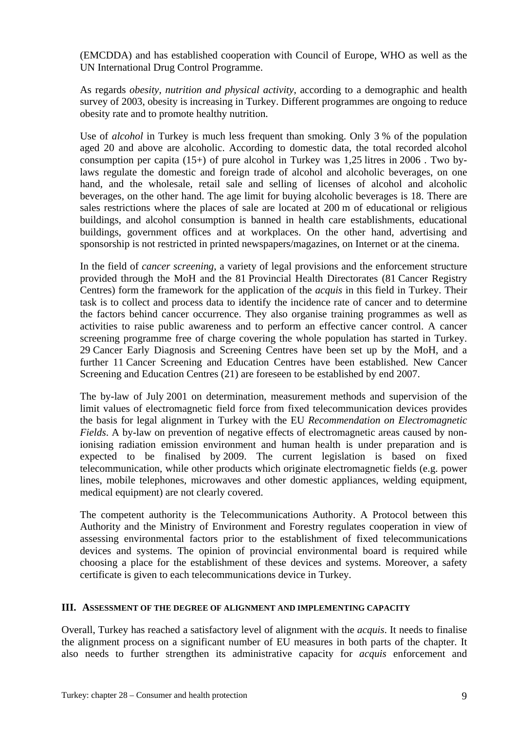(EMCDDA) and has established cooperation with Council of Europe, WHO as well as the UN International Drug Control Programme.

As regards *obesity, nutrition and physical activity*, according to a demographic and health survey of 2003, obesity is increasing in Turkey. Different programmes are ongoing to reduce obesity rate and to promote healthy nutrition.

Use of *alcohol* in Turkey is much less frequent than smoking. Only 3 % of the population aged 20 and above are alcoholic. According to domestic data, the total recorded alcohol consumption per capita (15+) of pure alcohol in Turkey was 1,25 litres in 2006 . Two by-laws regulate the domestic and foreign trade of alcohol and alcoholic beverages, on one hand, and the wholesale, retail sale and selling of licenses of alcohol and alcoholic beverages, on the other hand. The age limit for buying alcoholic beverages is 18. There are sales restrictions where the places of sale are located at 200 m of educational or religious buildings, and alcohol consumption is banned in health care establishments, educational buildings, government offices and at workplaces. On the other hand, advertising and sponsorship is not restricted in printed newspapers/magazines, on Internet or at the cinema.

In the field of *cancer screening*, a variety of legal provisions and the enforcement structure provided through the MoH and the 81 Provincial Health Directorates (81 Cancer Registry Centres) form the framework for the application of the *acquis* in this field in Turkey. Their task is to collect and process data to identify the incidence rate of cancer and to determine the factors behind cancer occurrence. They also organise training programmes as well as activities to raise public awareness and to perform an effective cancer control. A cancer screening programme free of charge covering the whole population has started in Turkey. 29 Cancer Early Diagnosis and Screening Centres have been set up by the MoH, and a further 11 Cancer Screening and Education Centres have been established. New Cancer Screening and Education Centres (21) are foreseen to be established by end 2007.

The by-law of July 2001 on determination, measurement methods and supervision of the limit values of electromagnetic field force from fixed telecommunication devices provides the basis for legal alignment in Turkey with the EU *Recommendation on Electromagnetic Fields*. A by-law on prevention of negative effects of electromagnetic areas caused by non-ionising radiation emission environment and human health is under preparation and is expected to be finalised by 2009. The current legislation is based on fixed telecommunication, while other products which originate electromagnetic fields (e.g. power lines, mobile telephones, microwaves and other domestic appliances, welding equipment, medical equipment) are not clearly covered.

The competent authority is the Telecommunications Authority. A Protocol between this Authority and the Ministry of Environment and Forestry regulates cooperation in view of assessing environmental factors prior to the establishment of fixed telecommunications devices and systems. The opinion of provincial environmental board is required while choosing a place for the establishment of these devices and systems. Moreover, a safety certificate is given to each telecommunications device in Turkey.

## III. Assessment of the degree of alignment and implementing capacity

Overall, Turkey has reached a satisfactory level of alignment with the *acquis*. It needs to finalise the alignment process on a significant number of EU measures in both parts of the chapter. It also needs to further strengthen its administrative capacity for *acquis* enforcement and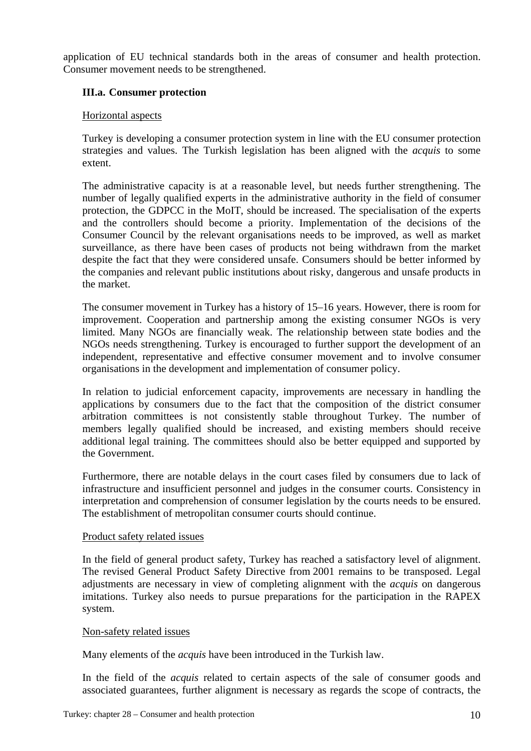application of EU technical standards both in the areas of consumer and health protection. Consumer movement needs to be strengthened.

### III.a. Consumer protection

Horizontal aspects

Turkey is developing a consumer protection system in line with the EU consumer protection strategies and values. The Turkish legislation has been aligned with the *acquis* to some extent.

The administrative capacity is at a reasonable level, but needs further strengthening. The number of legally qualified experts in the administrative authority in the field of consumer protection, the GDPCC in the MoIT, should be increased. The specialisation of the experts and the controllers should become a priority. Implementation of the decisions of the Consumer Council by the relevant organisations needs to be improved, as well as market surveillance, as there have been cases of products not being withdrawn from the market despite the fact that they were considered unsafe. Consumers should be better informed by the companies and relevant public institutions about risky, dangerous and unsafe products in the market.

The consumer movement in Turkey has a history of 15–16 years. However, there is room for improvement. Cooperation and partnership among the existing consumer NGOs is very limited. Many NGOs are financially weak. The relationship between state bodies and the NGOs needs strengthening. Turkey is encouraged to further support the development of an independent, representative and effective consumer movement and to involve consumer organisations in the development and implementation of consumer policy.

In relation to judicial enforcement capacity, improvements are necessary in handling the applications by consumers due to the fact that the composition of the district consumer arbitration committees is not consistently stable throughout Turkey. The number of members legally qualified should be increased, and existing members should receive additional legal training. The committees should also be better equipped and supported by the Government.

Furthermore, there are notable delays in the court cases filed by consumers due to lack of infrastructure and insufficient personnel and judges in the consumer courts. Consistency in interpretation and comprehension of consumer legislation by the courts needs to be ensured. The establishment of metropolitan consumer courts should continue.

Product safety related issues

In the field of general product safety, Turkey has reached a satisfactory level of alignment. The revised General Product Safety Directive from 2001 remains to be transposed. Legal adjustments are necessary in view of completing alignment with the *acquis* on dangerous imitations. Turkey also needs to pursue preparations for the participation in the RAPEX system.

Non-safety related issues

Many elements of the *acquis* have been introduced in the Turkish law.

In the field of the *acquis* related to certain aspects of the sale of consumer goods and associated guarantees, further alignment is necessary as regards the scope of contracts, the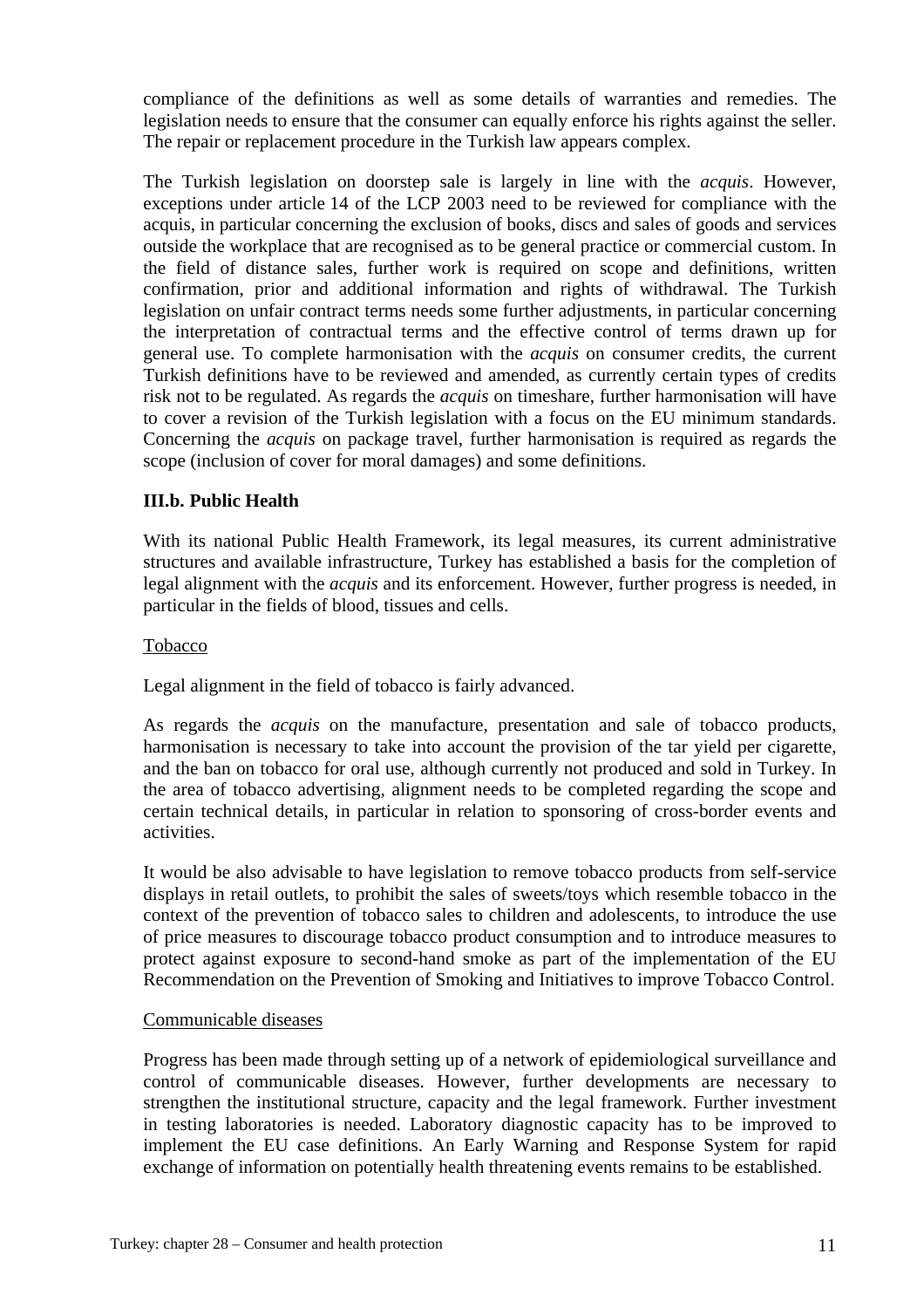compliance of the definitions as well as some details of warranties and remedies. The legislation needs to ensure that the consumer can equally enforce his rights against the seller. The repair or replacement procedure in the Turkish law appears complex.

The Turkish legislation on doorstep sale is largely in line with the *acquis*. However, exceptions under article 14 of the LCP 2003 need to be reviewed for compliance with the acquis, in particular concerning the exclusion of books, discs and sales of goods and services outside the workplace that are recognised as to be general practice or commercial custom. In the field of distance sales, further work is required on scope and definitions, written confirmation, prior and additional information and rights of withdrawal. The Turkish legislation on unfair contract terms needs some further adjustments, in particular concerning the interpretation of contractual terms and the effective control of terms drawn up for general use. To complete harmonisation with the *acquis* on consumer credits, the current Turkish definitions have to be reviewed and amended, as currently certain types of credits risk not to be regulated. As regards the *acquis* on timeshare, further harmonisation will have to cover a revision of the Turkish legislation with a focus on the EU minimum standards. Concerning the *acquis* on package travel, further harmonisation is required as regards the scope (inclusion of cover for moral damages) and some definitions.

### III.b. Public Health

With its national Public Health Framework, its legal measures, its current administrative structures and available infrastructure, Turkey has established a basis for the completion of legal alignment with the *acquis* and its enforcement. However, further progress is needed, in particular in the fields of blood, tissues and cells.

<u>Tobacco</u>

Legal alignment in the field of tobacco is fairly advanced.

As regards the *acquis* on the manufacture, presentation and sale of tobacco products, harmonisation is necessary to take into account the provision of the tar yield per cigarette, and the ban on tobacco for oral use, although currently not produced and sold in Turkey. In the area of tobacco advertising, alignment needs to be completed regarding the scope and certain technical details, in particular in relation to sponsoring of cross-border events and activities.

It would be also advisable to have legislation to remove tobacco products from self-service displays in retail outlets, to prohibit the sales of sweets/toys which resemble tobacco in the context of the prevention of tobacco sales to children and adolescents, to introduce the use of price measures to discourage tobacco product consumption and to introduce measures to protect against exposure to second-hand smoke as part of the implementation of the EU Recommendation on the Prevention of Smoking and Initiatives to improve Tobacco Control.

<u>Communicable diseases</u>

Progress has been made through setting up of a network of epidemiological surveillance and control of communicable diseases. However, further developments are necessary to strengthen the institutional structure, capacity and the legal framework. Further investment in testing laboratories is needed. Laboratory diagnostic capacity has to be improved to implement the EU case definitions. An Early Warning and Response System for rapid exchange of information on potentially health threatening events remains to be established.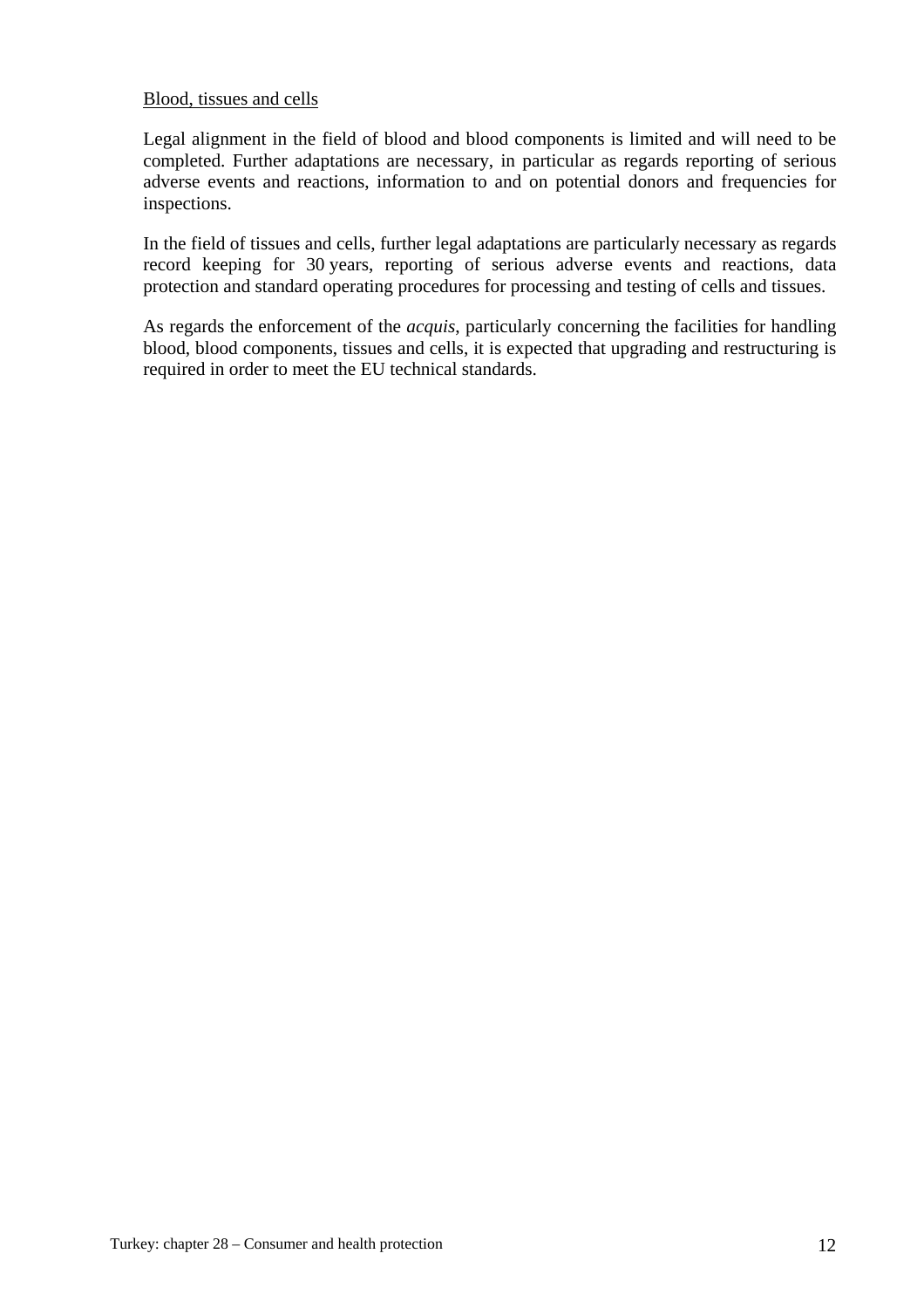Blood, tissues and cells

Legal alignment in the field of blood and blood components is limited and will need to be completed. Further adaptations are necessary, in particular as regards reporting of serious adverse events and reactions, information to and on potential donors and frequencies for inspections.

In the field of tissues and cells, further legal adaptations are particularly necessary as regards record keeping for 30 years, reporting of serious adverse events and reactions, data protection and standard operating procedures for processing and testing of cells and tissues.

As regards the enforcement of the *acquis*, particularly concerning the facilities for handling blood, blood components, tissues and cells, it is expected that upgrading and restructuring is required in order to meet the EU technical standards.